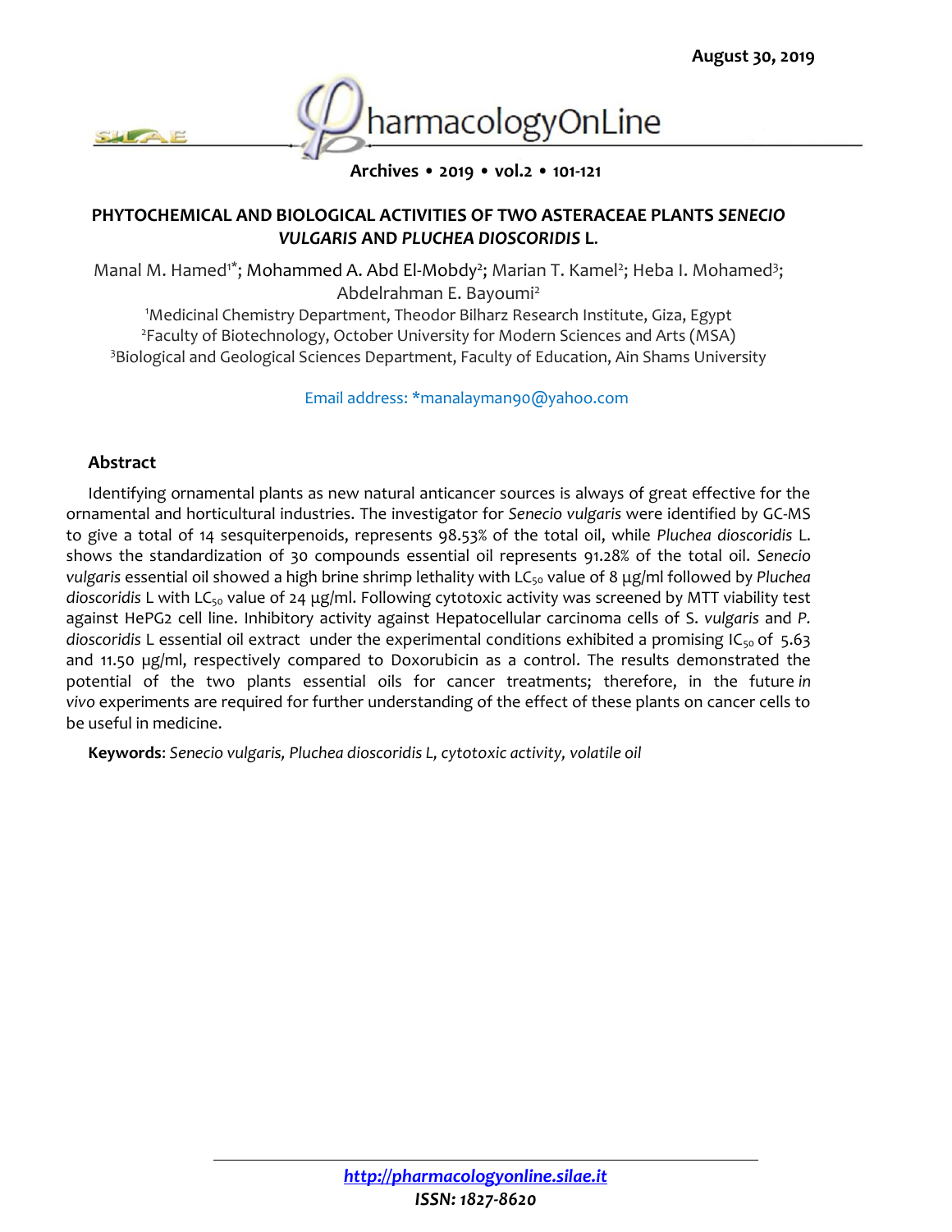August 30, 2019

# PHYTOCHEMICAL AND BIOLOGICAL ACTIVITIES OF TWO ASTERACEAE PLANTS *SENECIO VULGARIS* AND *PLUCHEA DIOSCORIDIS* L.

Manal M. Hamed[1*]; Mohammed A. Abd El-Mobdy[2]; Marian T. Kamel[2]; Heba I. Mohamed[3]; Abdelrahman E. Bayoumi[2]

[1]Medicinal Chemistry Department, Theodor Bilharz Research Institute, Giza, Egypt

[2]Faculty of Biotechnology, October University for Modern Sciences and Arts (MSA)

[3]Biological and Geological Sciences Department, Faculty of Education, Ain Shams University

Email address: *manalayman90@yahoo.com

## Abstract

Identifying ornamental plants as new natural anticancer sources is always of great effective for the ornamental and horticultural industries. The investigator for *Senecio vulgaris* were identified by GC-MS to give a total of 14 sesquiterpenoids, represents 98.53% of the total oil, while *Pluchea dioscoridis* L. shows the standardization of 30 compounds essential oil represents 91.28% of the total oil. *Senecio vulgaris* essential oil showed a high brine shrimp lethality with $LC_{50}$ value of 8 µg/ml followed by *Pluchea dioscoridis* L with $LC_{50}$ value of 24 µg/ml. Following cytotoxic activity was screened by MTT viability test against HePG2 cell line. Inhibitory activity against Hepatocellular carcinoma cells of *S. vulgaris* and *P. dioscoridis* L essential oil extract under the experimental conditions exhibited a promising $IC_{50}$ of 5.63 and 11.50 µg/ml, respectively compared to Doxorubicin as a control. The results demonstrated the potential of the two plants essential oils for cancer treatments; therefore, in the future *in vivo* experiments are required for further understanding of the effect of these plants on cancer cells to be useful in medicine.

**Keywords**: *Senecio vulgaris, Pluchea dioscoridis L, cytotoxic activity, volatile oil*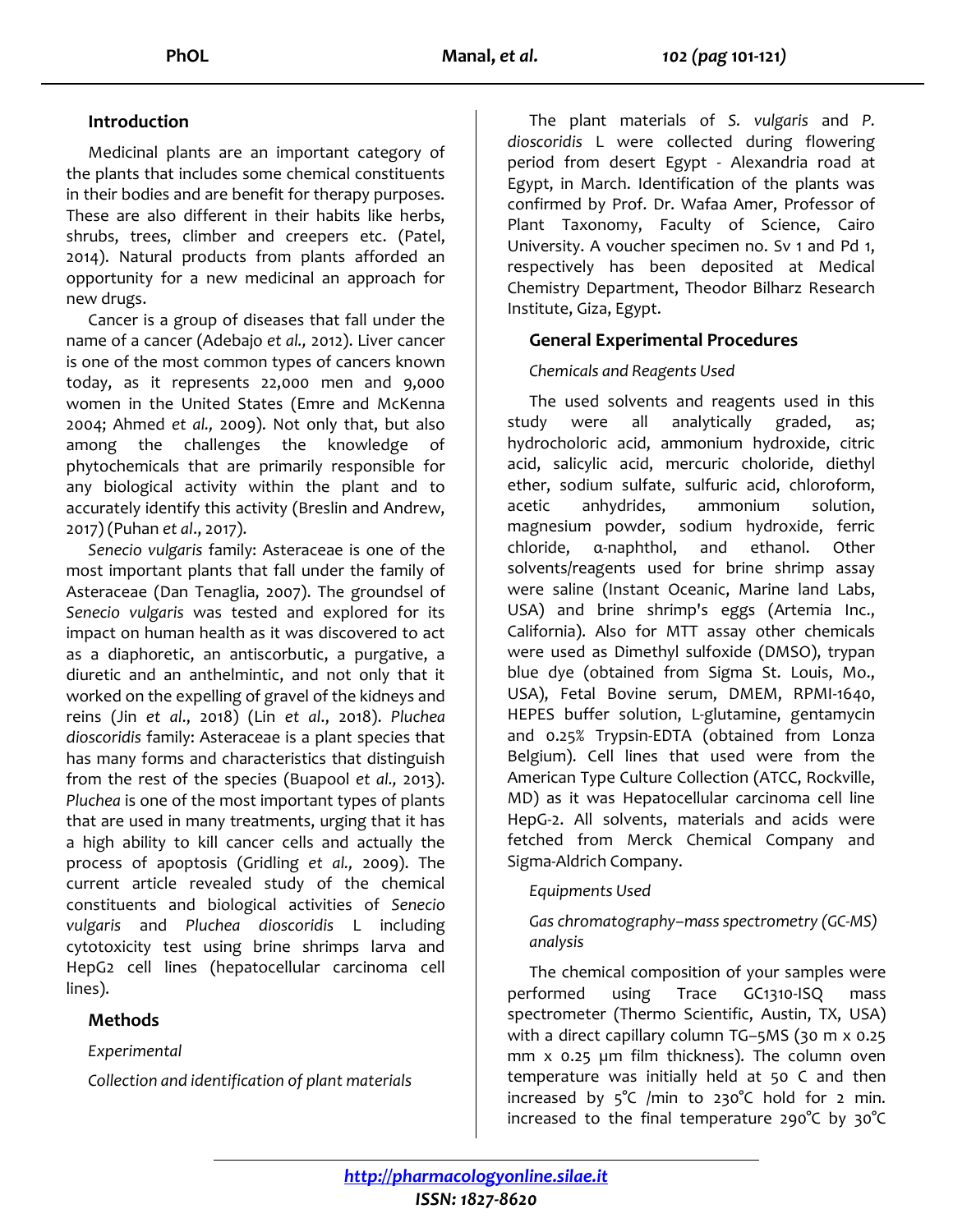## Introduction

Medicinal plants are an important category of the plants that includes some chemical constituents in their bodies and are benefit for therapy purposes. These are also different in their habits like herbs, shrubs, trees, climber and creepers etc. (Patel, 2014). Natural products from plants afforded an opportunity for a new medicinal an approach for new drugs.

Cancer is a group of diseases that fall under the name of a cancer (Adebajo *et al.,* 2012). Liver cancer is one of the most common types of cancers known today, as it represents 22,000 men and 9,000 women in the United States (Emre and McKenna 2004; Ahmed *et al.,* 2009). Not only that, but also among the challenges the knowledge of phytochemicals that are primarily responsible for any biological activity within the plant and to accurately identify this activity (Breslin and Andrew, 2017) (Puhan *et al*., 2017).

*Senecio vulgaris* family: Asteraceae is one of the most important plants that fall under the family of Asteraceae (Dan Tenaglia, 2007). The groundsel of *Senecio vulgaris* was tested and explored for its impact on human health as it was discovered to act as a diaphoretic, an antiscorbutic, a purgative, a diuretic and an anthelmintic, and not only that it worked on the expelling of gravel of the kidneys and reins (Jin *et al*., 2018) (Lin *et al*., 2018). *Pluchea dioscoridis* family: Asteraceae is a plant species that has many forms and characteristics that distinguish from the rest of the species (Buapool *et al.,* 2013). *Pluchea* is one of the most important types of plants that are used in many treatments, urging that it has a high ability to kill cancer cells and actually the process of apoptosis (Gridling *et al.,* 2009). The current article revealed study of the chemical constituents and biological activities of *Senecio vulgaris* and *Pluchea dioscoridis* L including cytotoxicity test using brine shrimps larva and HepG2 cell lines (hepatocellular carcinoma cell lines).

## Methods

*Experimental*

*Collection and identification of plant materials*

The plant materials of *S. vulgaris* and *P. dioscoridis* L were collected during flowering period from desert Egypt - Alexandria road at Egypt, in March. Identification of the plants was confirmed by Prof. Dr. Wafaa Amer, Professor of Plant Taxonomy, Faculty of Science, Cairo University. A voucher specimen no. Sv 1 and Pd 1, respectively has been deposited at Medical Chemistry Department, Theodor Bilharz Research Institute, Giza, Egypt.

### General Experimental Procedures

*Chemicals and Reagents Used*

The used solvents and reagents used in this study were all analytically graded, as; hydrocholoric acid, ammonium hydroxide, citric acid, salicylic acid, mercuric choloride, diethyl ether, sodium sulfate, sulfuric acid, chloroform, acetic anhydrides, ammonium solution, magnesium powder, sodium hydroxide, ferric chloride, α-naphthol, and ethanol. Other solvents/reagents used for brine shrimp assay were saline (Instant Oceanic, Marine land Labs, USA) and brine shrimp's eggs (Artemia Inc., California). Also for MTT assay other chemicals were used as Dimethyl sulfoxide (DMSO), trypan blue dye (obtained from Sigma St. Louis, Mo., USA), Fetal Bovine serum, DMEM, RPMI-1640, HEPES buffer solution, L-glutamine, gentamycin and 0.25% Trypsin-EDTA (obtained from Lonza Belgium). Cell lines that used were from the American Type Culture Collection (ATCC, Rockville, MD) as it was Hepatocellular carcinoma cell line HepG-2. All solvents, materials and acids were fetched from Merck Chemical Company and Sigma-Aldrich Company.

*Equipments Used*

*Gas chromatography–mass spectrometry (GC-MS) analysis*

The chemical composition of your samples were performed using Trace GC1310-ISQ mass spectrometer (Thermo Scientific, Austin, TX, USA) with a direct capillary column TG–5MS (30 m x 0.25 mm x 0.25 µm film thickness). The column oven temperature was initially held at 50 C and then increased by 5°C /min to 230°C hold for 2 min. increased to the final temperature 290°C by 30°C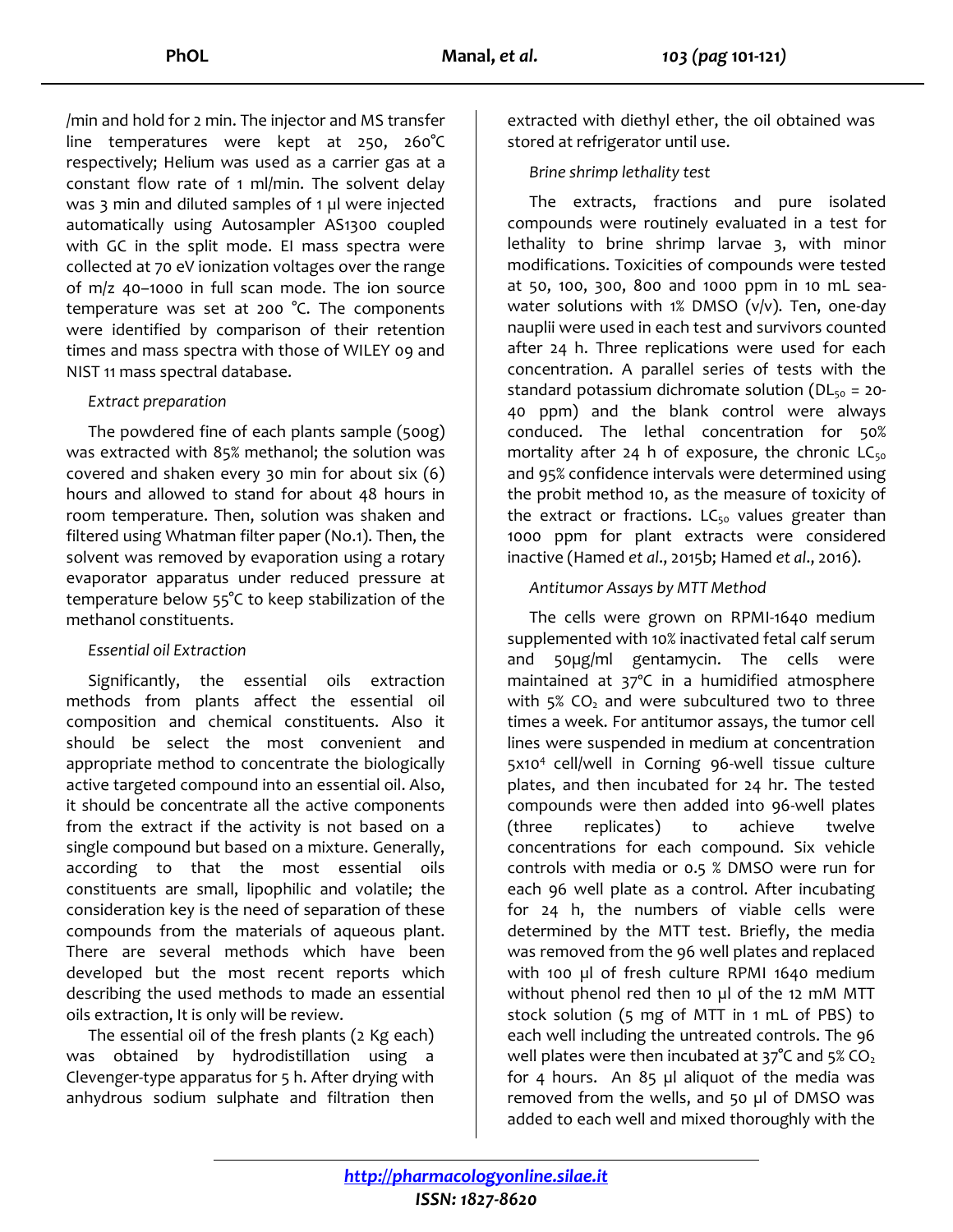/min and hold for 2 min. The injector and MS transfer line temperatures were kept at 250, 260°C respectively; Helium was used as a carrier gas at a constant flow rate of 1 ml/min. The solvent delay was 3 min and diluted samples of 1 µl were injected automatically using Autosampler AS1300 coupled with GC in the split mode. EI mass spectra were collected at 70 eV ionization voltages over the range of m/z 40–1000 in full scan mode. The ion source temperature was set at 200 °C. The components were identified by comparison of their retention times and mass spectra with those of WILEY 09 and NIST 11 mass spectral database.

*Extract preparation*

The powdered fine of each plants sample (500g) was extracted with 85% methanol; the solution was covered and shaken every 30 min for about six (6) hours and allowed to stand for about 48 hours in room temperature. Then, solution was shaken and filtered using Whatman filter paper (No.1). Then, the solvent was removed by evaporation using a rotary evaporator apparatus under reduced pressure at temperature below 55°C to keep stabilization of the methanol constituents.

*Essential oil Extraction*

Significantly, the essential oils extraction methods from plants affect the essential oil composition and chemical constituents. Also it should be select the most convenient and appropriate method to concentrate the biologically active targeted compound into an essential oil. Also, it should be concentrate all the active components from the extract if the activity is not based on a single compound but based on a mixture. Generally, according to that the most essential oils constituents are small, lipophilic and volatile; the consideration key is the need of separation of these compounds from the materials of aqueous plant. There are several methods which have been developed but the most recent reports which describing the used methods to made an essential oils extraction, It is only will be review.

The essential oil of the fresh plants (2 Kg each) was obtained by hydrodistillation using a Clevenger-type apparatus for 5 h. After drying with anhydrous sodium sulphate and filtration then extracted with diethyl ether, the oil obtained was stored at refrigerator until use.

*Brine shrimp lethality test*

The extracts, fractions and pure isolated compounds were routinely evaluated in a test for lethality to brine shrimp larvae 3, with minor modifications. Toxicities of compounds were tested at 50, 100, 300, 800 and 1000 ppm in 10 mL sea-water solutions with 1% DMSO (v/v). Ten, one-day nauplii were used in each test and survivors counted after 24 h. Three replications were used for each concentration. A parallel series of tests with the standard potassium dichromate solution ($DL_{50}$ = 20-40 ppm) and the blank control were always conduced. The lethal concentration for 50% mortality after 24 h of exposure, the chronic $LC_{50}$ and 95% confidence intervals were determined using the probit method 10, as the measure of toxicity of the extract or fractions. $LC_{50}$ values greater than 1000 ppm for plant extracts were considered inactive (Hamed *et al*., 2015b; Hamed *et al*., 2016).

*Antitumor Assays by MTT Method*

The cells were grown on RPMI-1640 medium supplemented with 10% inactivated fetal calf serum and 50µg/ml gentamycin. The cells were maintained at 37°C in a humidified atmosphere with 5% $CO_2$ and were subcultured two to three times a week. For antitumor assays, the tumor cell lines were suspended in medium at concentration $5\times10^4$ cell/well in Corning 96-well tissue culture plates, and then incubated for 24 hr. The tested compounds were then added into 96-well plates (three replicates) to achieve twelve concentrations for each compound. Six vehicle controls with media or 0.5 % DMSO were run for each 96 well plate as a control. After incubating for 24 h, the numbers of viable cells were determined by the MTT test. Briefly, the media was removed from the 96 well plates and replaced with 100 µl of fresh culture RPMI 1640 medium without phenol red then 10 µl of the 12 mM MTT stock solution (5 mg of MTT in 1 mL of PBS) to each well including the untreated controls. The 96 well plates were then incubated at 37°C and 5% $CO_2$ for 4 hours. An 85 µl aliquot of the media was removed from the wells, and 50 µl of DMSO was added to each well and mixed thoroughly with the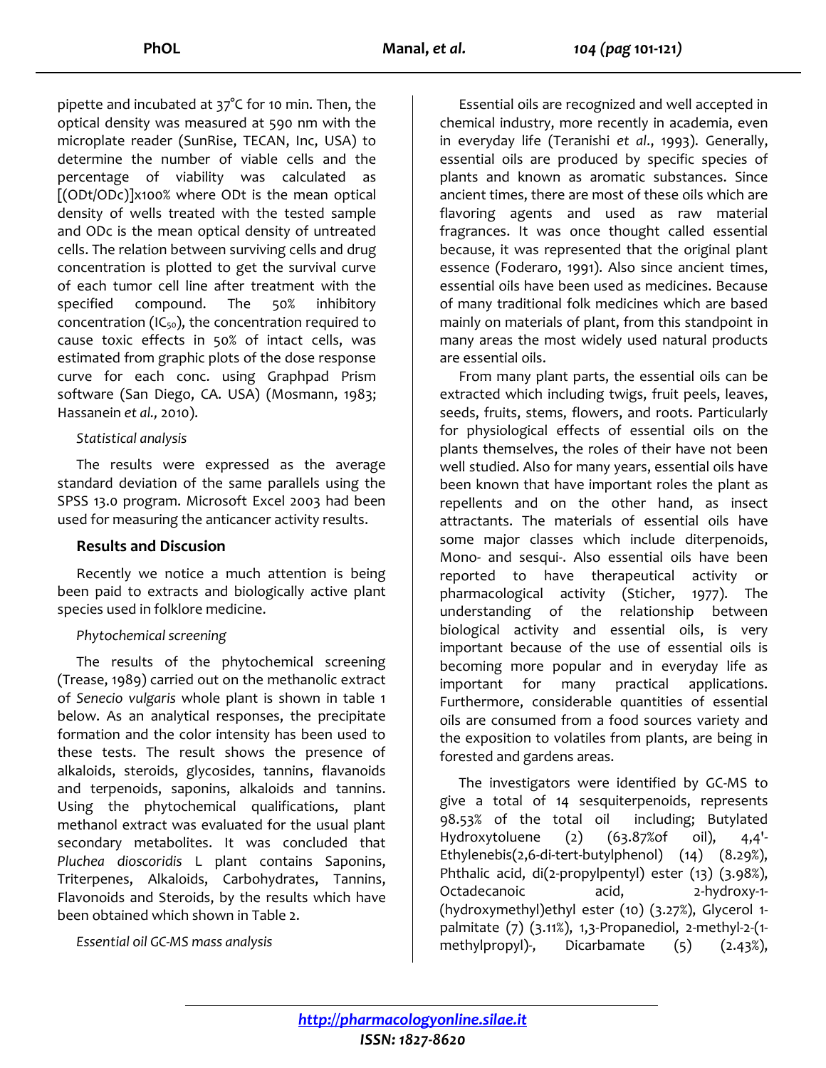pipette and incubated at 37°C for 10 min. Then, the optical density was measured at 590 nm with the microplate reader (SunRise, TECAN, Inc, USA) to determine the number of viable cells and the percentage of viability was calculated as [(ODt/ODc)]x100% where ODt is the mean optical density of wells treated with the tested sample and ODc is the mean optical density of untreated cells. The relation between surviving cells and drug concentration is plotted to get the survival curve of each tumor cell line after treatment with the specified compound. The 50% inhibitory concentration ($IC_{50}$), the concentration required to cause toxic effects in 50% of intact cells, was estimated from graphic plots of the dose response curve for each conc. using Graphpad Prism software (San Diego, CA. USA) (Mosmann, 1983; Hassanein *et al.,* 2010).

*Statistical analysis*

The results were expressed as the average standard deviation of the same parallels using the SPSS 13.0 program. Microsoft Excel 2003 had been used for measuring the anticancer activity results.

### Results and Discusion

Recently we notice a much attention is being been paid to extracts and biologically active plant species used in folklore medicine.

*Phytochemical screening*

The results of the phytochemical screening (Trease, 1989) carried out on the methanolic extract of *Senecio vulgaris* whole plant is shown in table 1 below. As an analytical responses, the precipitate formation and the color intensity has been used to these tests. The result shows the presence of alkaloids, steroids, glycosides, tannins, flavanoids and terpenoids, saponins, alkaloids and tannins. Using the phytochemical qualifications, plant methanol extract was evaluated for the usual plant secondary metabolites. It was concluded that *Pluchea dioscoridis* L plant contains Saponins, Triterpenes, Alkaloids, Carbohydrates, Tannins, Flavonoids and Steroids, by the results which have been obtained which shown in Table 2.

*Essential oil GC-MS mass analysis*

Essential oils are recognized and well accepted in chemical industry, more recently in academia, even in everyday life (Teranishi *et al*., 1993). Generally, essential oils are produced by specific species of plants and known as aromatic substances. Since ancient times, there are most of these oils which are flavoring agents and used as raw material fragrances. It was once thought called essential because, it was represented that the original plant essence (Foderaro, 1991). Also since ancient times, essential oils have been used as medicines. Because of many traditional folk medicines which are based mainly on materials of plant, from this standpoint in many areas the most widely used natural products are essential oils.

From many plant parts, the essential oils can be extracted which including twigs, fruit peels, leaves, seeds, fruits, stems, flowers, and roots. Particularly for physiological effects of essential oils on the plants themselves, the roles of their have not been well studied. Also for many years, essential oils have been known that have important roles the plant as repellents and on the other hand, as insect attractants. The materials of essential oils have some major classes which include diterpenoids, Mono- and sesqui-. Also essential oils have been reported to have therapeutical activity or pharmacological activity (Sticher, 1977). The understanding of the relationship between biological activity and essential oils, is very important because of the use of essential oils is becoming more popular and in everyday life as important for many practical applications. Furthermore, considerable quantities of essential oils are consumed from a food sources variety and the exposition to volatiles from plants, are being in forested and gardens areas.

The investigators were identified by GC-MS to give a total of 14 sesquiterpenoids, represents 98.53% of the total oil including; Butylated Hydroxytoluene (2) (63.87%of oil), 4,4'-Ethylenebis(2,6-di-tert-butylphenol) (14) (8.29%), Phthalic acid, di(2-propylpentyl) ester (13) (3.98%), Octadecanoic acid, 2-hydroxy-1-(hydroxymethyl)ethyl ester (10) (3.27%), Glycerol 1-palmitate (7) (3.11%), 1,3-Propanediol, 2-methyl-2-(1-methylpropyl)-, Dicarbamate (5) (2.43%),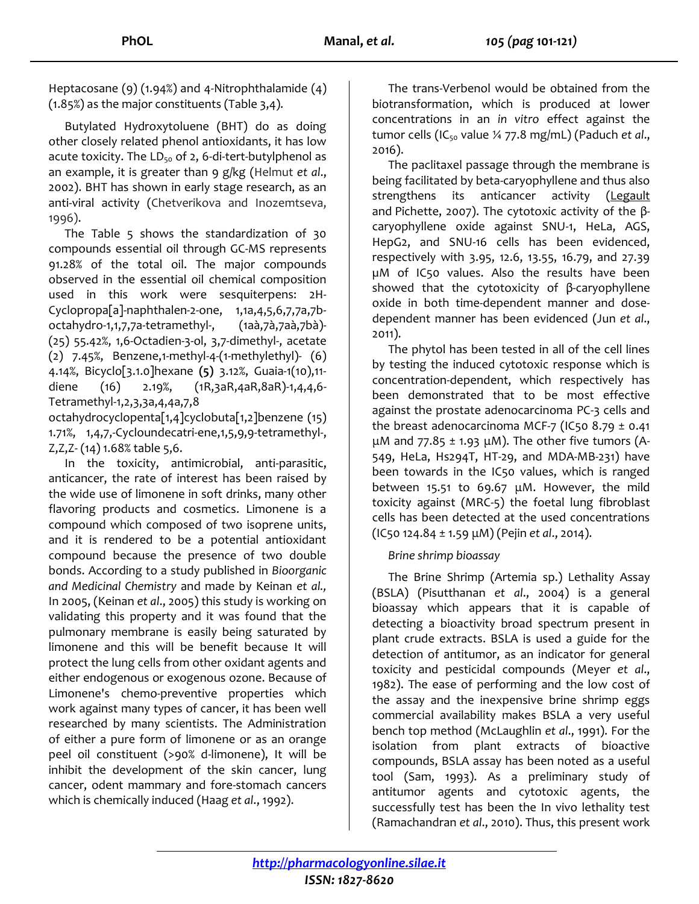Heptacosane (9) (1.94%) and 4-Nitrophthalamide (4) (1.85%) as the major constituents (Table 3,4).

Butylated Hydroxytoluene (BHT) do as doing other closely related phenol antioxidants, it has low acute toxicity. The $LD_{50}$ of 2, 6-di-tert-butylphenol as an example, it is greater than 9 g/kg (Helmut *et al*., 2002). BHT has shown in early stage research, as an anti-viral activity (Chetverikova and Inozemtseva, 1996).

The Table 5 shows the standardization of 30 compounds essential oil through GC-MS represents 91.28% of the total oil. The major compounds observed in the essential oil chemical composition used in this work were sesquiterpens: 2H-Cyclopropa[a]-naphthalen-2-one, 1,1a,4,5,6,7,7a,7b-octahydro-1,1,7,7a-tetramethyl-, (1aà,7à,7aà,7bà)-(25) 55.42%, 1,6-Octadien-3-ol, 3,7-dimethyl-, acetate (2) 7.45%, Benzene,1-methyl-4-(1-methylethyl)- (6) 4.14%, Bicyclo[3.1.0]hexane **(5)** 3.12%, Guaia-1(10),11-diene (16) 2.19%, (1R,3aR,4aR,8aR)-1,4,4,6-Tetramethyl-1,2,3,3a,4,4a,7,8 octahydrocyclopenta[1,4]cyclobuta[1,2]benzene (15) 1.71%, 1,4,7,-Cycloundecatri-ene,1,5,9,9-tetramethyl-, Z,Z,Z- (14) 1.68% table 5,6.

In the toxicity, antimicrobial, anti-parasitic, anticancer, the rate of interest has been raised by the wide use of limonene in soft drinks, many other flavoring products and cosmetics. Limonene is a compound which composed of two isoprene units, and it is rendered to be a potential antioxidant compound because the presence of two double bonds. According to a study published in *Bioorganic and Medicinal Chemistry* and made by Keinan *et al.,* In 2005, (Keinan *et al*., 2005) this study is working on validating this property and it was found that the pulmonary membrane is easily being saturated by limonene and this will be benefit because It will protect the lung cells from other oxidant agents and either endogenous or exogenous ozone. Because of Limonene's chemo-preventive properties which work against many types of cancer, it has been well researched by many scientists. The Administration of either a pure form of limonene or as an orange peel oil constituent (>90% d-limonene), It will be inhibit the development of the skin cancer, lung cancer, odent mammary and fore-stomach cancers which is chemically induced (Haag *et al*., 1992).

The trans-Verbenol would be obtained from the biotransformation, which is produced at lower concentrations in an *in vitro* effect against the tumor cells ($IC_{50}$ value ¼ 77.8 mg/mL) (Paduch *et al*., 2016).

The paclitaxel passage through the membrane is being facilitated by beta-caryophyllene and thus also strengthens its anticancer activity (Legault and Pichette, 2007). The cytotoxic activity of the β-caryophyllene oxide against SNU-1, HeLa, AGS, HepG2, and SNU-16 cells has been evidenced, respectively with 3.95, 12.6, 13.55, 16.79, and 27.39 μM of IC50 values. Also the results have been showed that the cytotoxicity of β-caryophyllene oxide in both time-dependent manner and dose-dependent manner has been evidenced (Jun *et al*., 2011).

The phytol has been tested in all of the cell lines by testing the induced cytotoxic response which is concentration-dependent, which respectively has been demonstrated that to be most effective against the prostate adenocarcinoma PC-3 cells and the breast adenocarcinoma MCF-7 (IC50 8.79 ± 0.41 μM and 77.85 ± 1.93 μM). The other five tumors (A-549, HeLa, Hs294T, HT-29, and MDA-MB-231) have been towards in the IC50 values, which is ranged between 15.51 to 69.67 μM. However, the mild toxicity against (MRC-5) the foetal lung fibroblast cells has been detected at the used concentrations (IC50 124.84 ± 1.59 μM) (Pejin *et al*., 2014).

*Brine shrimp bioassay*

The Brine Shrimp (Artemia sp.) Lethality Assay (BSLA) (Pisutthanan *et al*., 2004) is a general bioassay which appears that it is capable of detecting a bioactivity broad spectrum present in plant crude extracts. BSLA is used a guide for the detection of antitumor, as an indicator for general toxicity and pesticidal compounds (Meyer *et al*., 1982). The ease of performing and the low cost of the assay and the inexpensive brine shrimp eggs commercial availability makes BSLA a very useful bench top method (McLaughlin *et al*., 1991). For the isolation from plant extracts of bioactive compounds, BSLA assay has been noted as a useful tool (Sam, 1993). As a preliminary study of antitumor agents and cytotoxic agents, the successfully test has been the In vivo lethality test (Ramachandran *et al*., 2010). Thus, this present work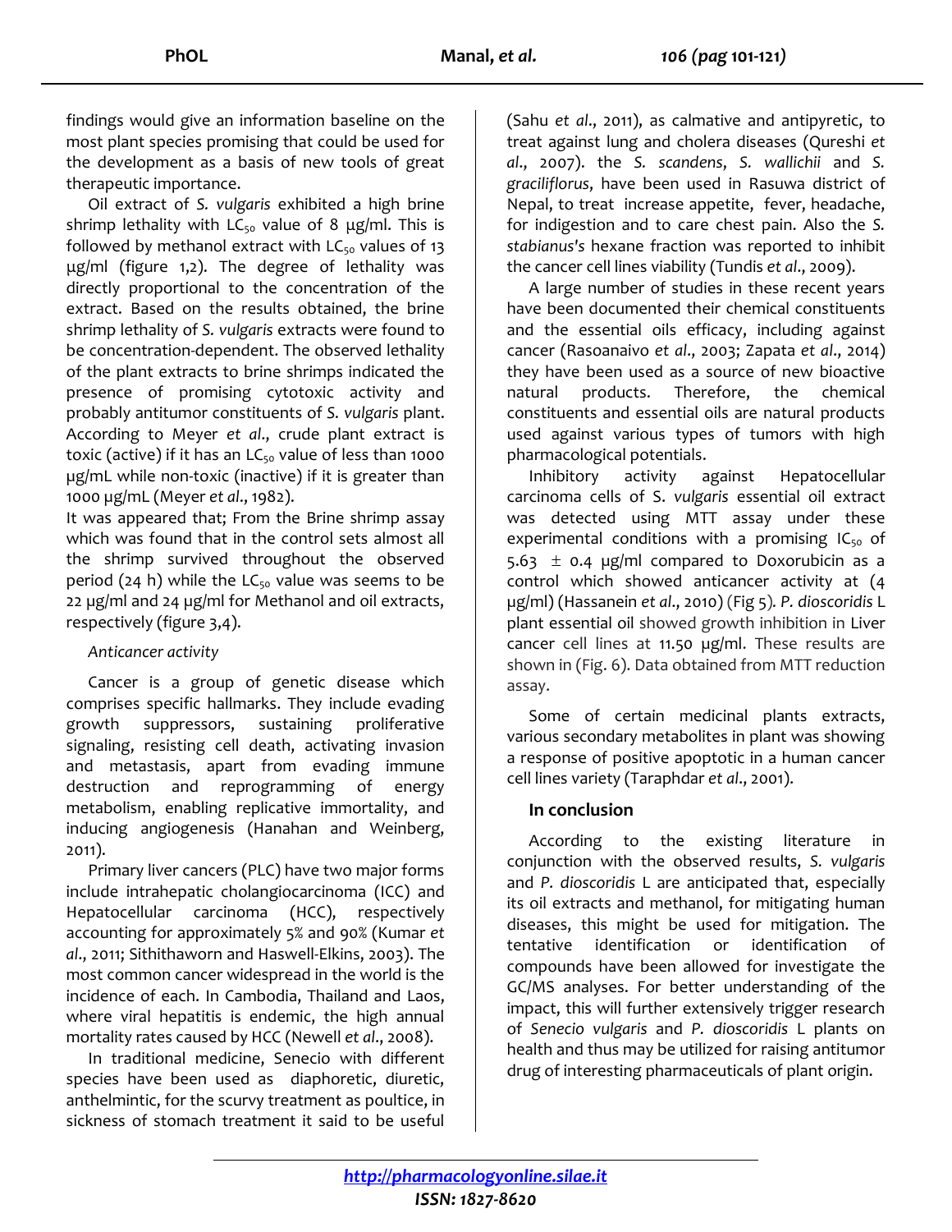findings would give an information baseline on the most plant species promising that could be used for the development as a basis of new tools of great therapeutic importance.

Oil extract of *S. vulgaris* exhibited a high brine shrimp lethality with $LC_{50}$ value of 8 µg/ml. This is followed by methanol extract with $LC_{50}$ values of 13 µg/ml (figure 1,2). The degree of lethality was directly proportional to the concentration of the extract. Based on the results obtained, the brine shrimp lethality of *S. vulgaris* extracts were found to be concentration-dependent. The observed lethality of the plant extracts to brine shrimps indicated the presence of promising cytotoxic activity and probably antitumor constituents of *S. vulgaris* plant. According to Meyer *et al*., crude plant extract is toxic (active) if it has an $LC_{50}$ value of less than 1000 µg/mL while non-toxic (inactive) if it is greater than 1000 µg/mL (Meyer *et al*., 1982).

It was appeared that; From the Brine shrimp assay which was found that in the control sets almost all the shrimp survived throughout the observed period (24 h) while the $LC_{50}$ value was seems to be 22 µg/ml and 24 µg/ml for Methanol and oil extracts, respectively (figure 3,4).

*Anticancer activity*

Cancer is a group of genetic disease which comprises specific hallmarks. They include evading growth suppressors, sustaining proliferative signaling, resisting cell death, activating invasion and metastasis, apart from evading immune destruction and reprogramming of energy metabolism, enabling replicative immortality, and inducing angiogenesis (Hanahan and Weinberg, 2011).

Primary liver cancers (PLC) have two major forms include intrahepatic cholangiocarcinoma (ICC) and Hepatocellular carcinoma (HCC), respectively accounting for approximately 5% and 90% (Kumar *et al*., 2011; Sithithaworn and Haswell-Elkins, 2003). The most common cancer widespread in the world is the incidence of each. In Cambodia, Thailand and Laos, where viral hepatitis is endemic, the high annual mortality rates caused by HCC (Newell *et al*., 2008).

In traditional medicine, Senecio with different species have been used as diaphoretic, diuretic, anthelmintic, for the scurvy treatment as poultice, in sickness of stomach treatment it said to be useful (Sahu *et al*., 2011), as calmative and antipyretic, to treat against lung and cholera diseases (Qureshi *et al*., 2007). the *S. scandens*, *S. wallichii* and *S. graciliflorus*, have been used in Rasuwa district of Nepal, to treat increase appetite, fever, headache, for indigestion and to care chest pain. Also the *S. stabianus's* hexane fraction was reported to inhibit the cancer cell lines viability (Tundis *et al*., 2009).

A large number of studies in these recent years have been documented their chemical constituents and the essential oils efficacy, including against cancer (Rasoanaivo *et al*., 2003; Zapata *et al*., 2014) they have been used as a source of new bioactive natural products. Therefore, the chemical constituents and essential oils are natural products used against various types of tumors with high pharmacological potentials.

Inhibitory activity against Hepatocellular carcinoma cells of S. *vulgaris* essential oil extract was detected using MTT assay under these experimental conditions with a promising $IC_{50}$ of 5.63 ± 0.4 µg/ml compared to Doxorubicin as a control which showed anticancer activity at (4 µg/ml) (Hassanein *et al*., 2010) (Fig 5). *P. dioscoridis* L plant essential oil showed growth inhibition in Liver cancer cell lines at 11.50 µg/ml. These results are shown in (Fig. 6). Data obtained from MTT reduction assay.

Some of certain medicinal plants extracts, various secondary metabolites in plant was showing a response of positive apoptotic in a human cancer cell lines variety (Taraphdar *et al*., 2001).

## In conclusion

According to the existing literature in conjunction with the observed results, *S. vulgaris* and *P. dioscoridis* L are anticipated that, especially its oil extracts and methanol, for mitigating human diseases, this might be used for mitigation. The tentative identification or identification of compounds have been allowed for investigate the GC/MS analyses. For better understanding of the impact, this will further extensively trigger research of *Senecio vulgaris* and *P. dioscoridis* L plants on health and thus may be utilized for raising antitumor drug of interesting pharmaceuticals of plant origin.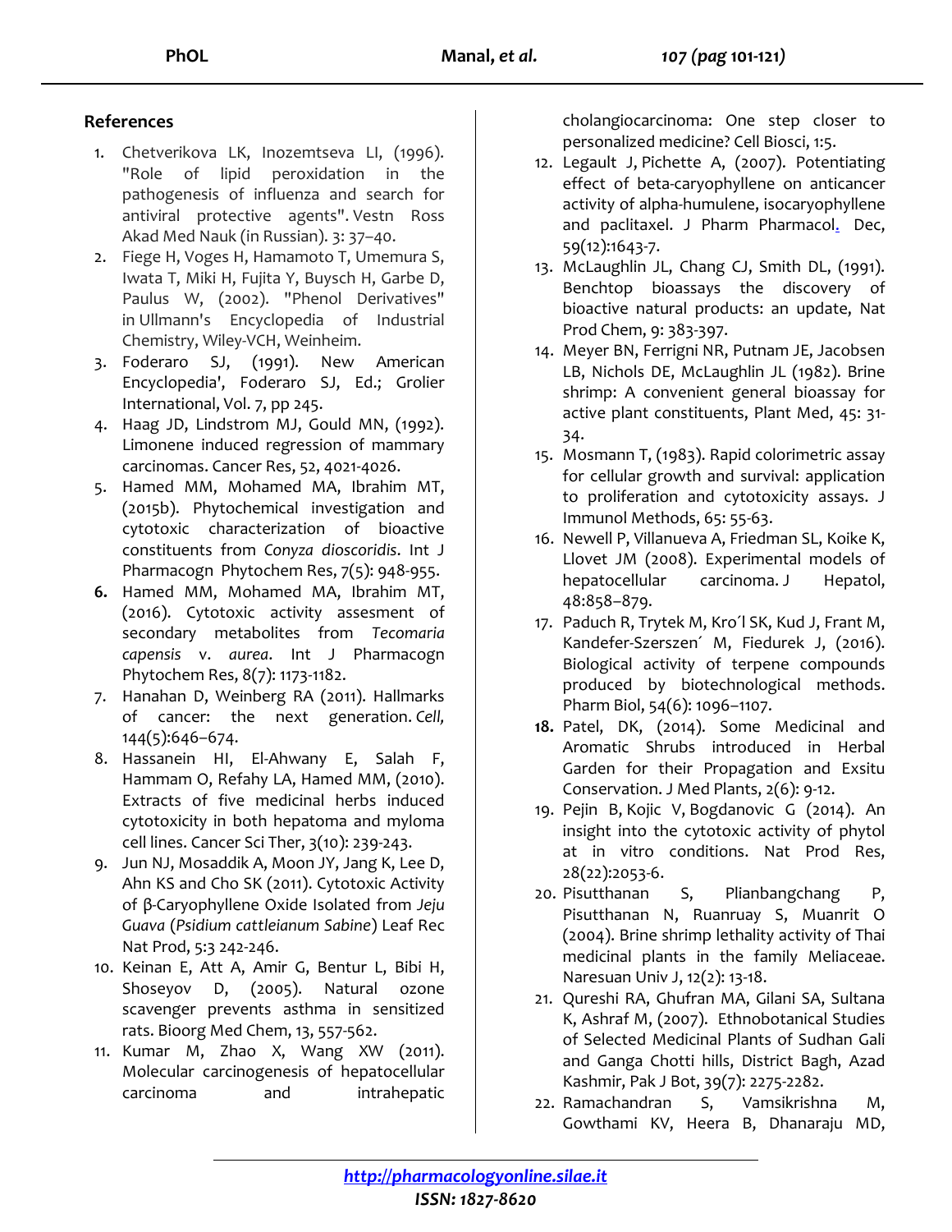## References

1. Chetverikova LK, Inozemtseva LI, (1996). "Role of lipid peroxidation in the pathogenesis of influenza and search for antiviral protective agents". Vestn Ross Akad Med Nauk (in Russian). 3: 37–40.
2. Fiege H, Voges H, Hamamoto T, Umemura S, Iwata T, Miki H, Fujita Y, Buysch H, Garbe D, Paulus W, (2002). "Phenol Derivatives" in Ullmann's Encyclopedia of Industrial Chemistry, Wiley-VCH, Weinheim.
3. Foderaro SJ, (1991). New American Encyclopedia', Foderaro SJ, Ed.; Grolier International, Vol. 7, pp 245.
4. Haag JD, Lindstrom MJ, Gould MN, (1992). Limonene induced regression of mammary carcinomas. Cancer Res, 52, 4021-4026.
5. Hamed MM, Mohamed MA, Ibrahim MT, (2015b). Phytochemical investigation and cytotoxic characterization of bioactive constituents from *Conyza dioscoridis*. Int J Pharmacogn Phytochem Res, 7(5): 948-955.
6. Hamed MM, Mohamed MA, Ibrahim MT, (2016). Cytotoxic activity assesment of secondary metabolites from *Tecomaria capensis* v. *aurea*. Int J Pharmacogn Phytochem Res, 8(7): 1173-1182.
7. Hanahan D, Weinberg RA (2011). Hallmarks of cancer: the next generation. *Cell,* 144(5):646–674.
8. Hassanein HI, El-Ahwany E, Salah F, Hammam O, Refahy LA, Hamed MM, (2010). Extracts of five medicinal herbs induced cytotoxicity in both hepatoma and myloma cell lines. Cancer Sci Ther, 3(10): 239-243.
9. Jun NJ, Mosaddik A, Moon JY, Jang K, Lee D, Ahn KS and Cho SK (2011). Cytotoxic Activity of β-Caryophyllene Oxide Isolated from *Jeju Guava* (*Psidium cattleianum Sabine*) Leaf Rec Nat Prod, 5:3 242-246.
10. Keinan E, Att A, Amir G, Bentur L, Bibi H, Shoseyov D, (2005). Natural ozone scavenger prevents asthma in sensitized rats. Bioorg Med Chem, 13, 557-562.
11. Kumar M, Zhao X, Wang XW (2011). Molecular carcinogenesis of hepatocellular carcinoma and intrahepatic cholangiocarcinoma: One step closer to personalized medicine? Cell Biosci, 1:5.
12. Legault J, Pichette A, (2007). Potentiating effect of beta-caryophyllene on anticancer activity of alpha-humulene, isocaryophyllene and paclitaxel. J Pharm Pharmacol. Dec, 59(12):1643-7.
13. McLaughlin JL, Chang CJ, Smith DL, (1991). Benchtop bioassays the discovery of bioactive natural products: an update, Nat Prod Chem, 9: 383-397.
14. Meyer BN, Ferrigni NR, Putnam JE, Jacobsen LB, Nichols DE, McLaughlin JL (1982). Brine shrimp: A convenient general bioassay for active plant constituents, Plant Med, 45: 31-34.
15. Mosmann T, (1983). Rapid colorimetric assay for cellular growth and survival: application to proliferation and cytotoxicity assays. J Immunol Methods, 65: 55-63.
16. Newell P, Villanueva A, Friedman SL, Koike K, Llovet JM (2008). Experimental models of hepatocellular carcinoma. J Hepatol, 48:858–879.
17. Paduch R, Trytek M, Kro´l SK, Kud J, Frant M, Kandefer-Szerszen´ M, Fiedurek J, (2016). Biological activity of terpene compounds produced by biotechnological methods. Pharm Biol, 54(6): 1096–1107.
18. Patel, DK, (2014). Some Medicinal and Aromatic Shrubs introduced in Herbal Garden for their Propagation and Exsitu Conservation. J Med Plants, 2(6): 9-12.
19. Pejin B, Kojic V, Bogdanovic G (2014). An insight into the cytotoxic activity of phytol at in vitro conditions. Nat Prod Res, 28(22):2053-6.
20. Pisutthanan S, Plianbangchang P, Pisutthanan N, Ruanruay S, Muanrit O (2004). Brine shrimp lethality activity of Thai medicinal plants in the family Meliaceae. Naresuan Univ J, 12(2): 13-18.
21. Qureshi RA, Ghufran MA, Gilani SA, Sultana K, Ashraf M, (2007). Ethnobotanical Studies of Selected Medicinal Plants of Sudhan Gali and Ganga Chotti hills, District Bagh, Azad Kashmir, Pak J Bot, 39(7): 2275-2282.
22. Ramachandran S, Vamsikrishna M, Gowthami KV, Heera B, Dhanaraju MD,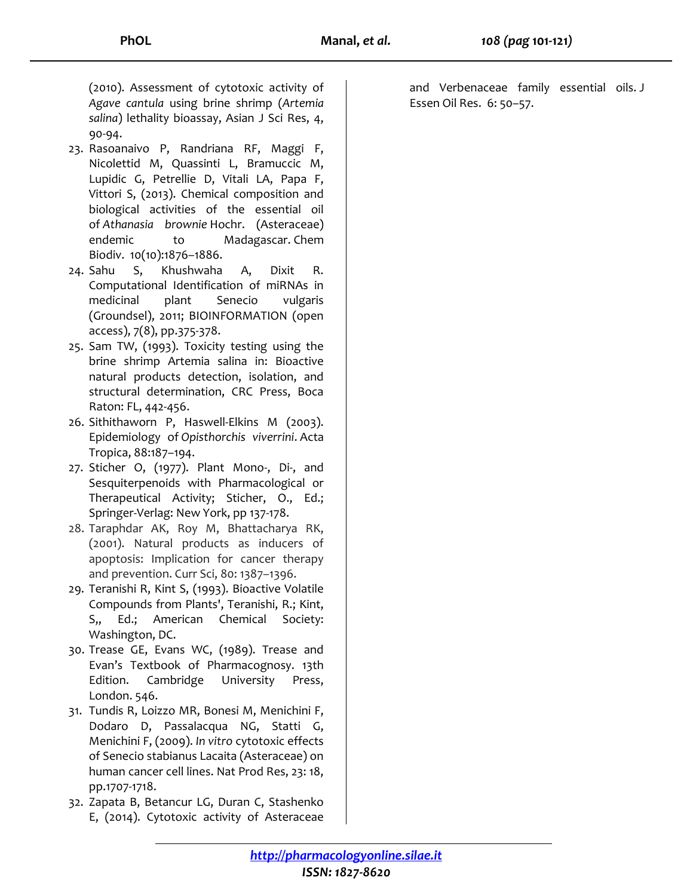(2010). Assessment of cytotoxic activity of *Agave cantula* using brine shrimp (*Artemia salina*) lethality bioassay, Asian J Sci Res, 4, 90-94.

23. Rasoanaivo P, Randriana RF, Maggi F, Nicolettid M, Quassinti L, Bramuccic M, Lupidic G, Petrellie D, Vitali LA, Papa F, Vittori S, (2013). Chemical composition and biological activities of the essential oil of *Athanasia brownie* Hochr. (Asteraceae) endemic to Madagascar. Chem Biodiv. 10(10):1876–1886.
24. Sahu S, Khushwaha A, Dixit R. Computational Identification of miRNAs in medicinal plant Senecio vulgaris (Groundsel), 2011; BIOINFORMATION (open access), 7(8), pp.375-378.
25. Sam TW, (1993). Toxicity testing using the brine shrimp Artemia salina in: Bioactive natural products detection, isolation, and structural determination, CRC Press, Boca Raton: FL, 442-456.
26. Sithithaworn P, Haswell-Elkins M (2003). Epidemiology of *Opisthorchis viverrini*. Acta Tropica, 88:187–194.
27. Sticher O, (1977). Plant Mono-, Di-, and Sesquiterpenoids with Pharmacological or Therapeutical Activity; Sticher, O., Ed.; Springer-Verlag: New York, pp 137-178.
28. Taraphdar AK, Roy M, Bhattacharya RK, (2001). Natural products as inducers of apoptosis: Implication for cancer therapy and prevention. Curr Sci, 80: 1387–1396.
29. Teranishi R, Kint S, (1993). Bioactive Volatile Compounds from Plants', Teranishi, R.; Kint, S,, Ed.; American Chemical Society: Washington, DC.
30. Trease GE, Evans WC, (1989). Trease and Evan's Textbook of Pharmacognosy. 13th Edition. Cambridge University Press, London. 546.
31. Tundis R, Loizzo MR, Bonesi M, Menichini F, Dodaro D, Passalacqua NG, Statti G, Menichini F, (2009). *In vitro* cytotoxic effects of Senecio stabianus Lacaita (Asteraceae) on human cancer cell lines. Nat Prod Res, 23: 18, pp.1707-1718.
32. Zapata B, Betancur LG, Duran C, Stashenko E, (2014). Cytotoxic activity of Asteraceae and Verbenaceae family essential oils. J Essen Oil Res. 6: 50–57.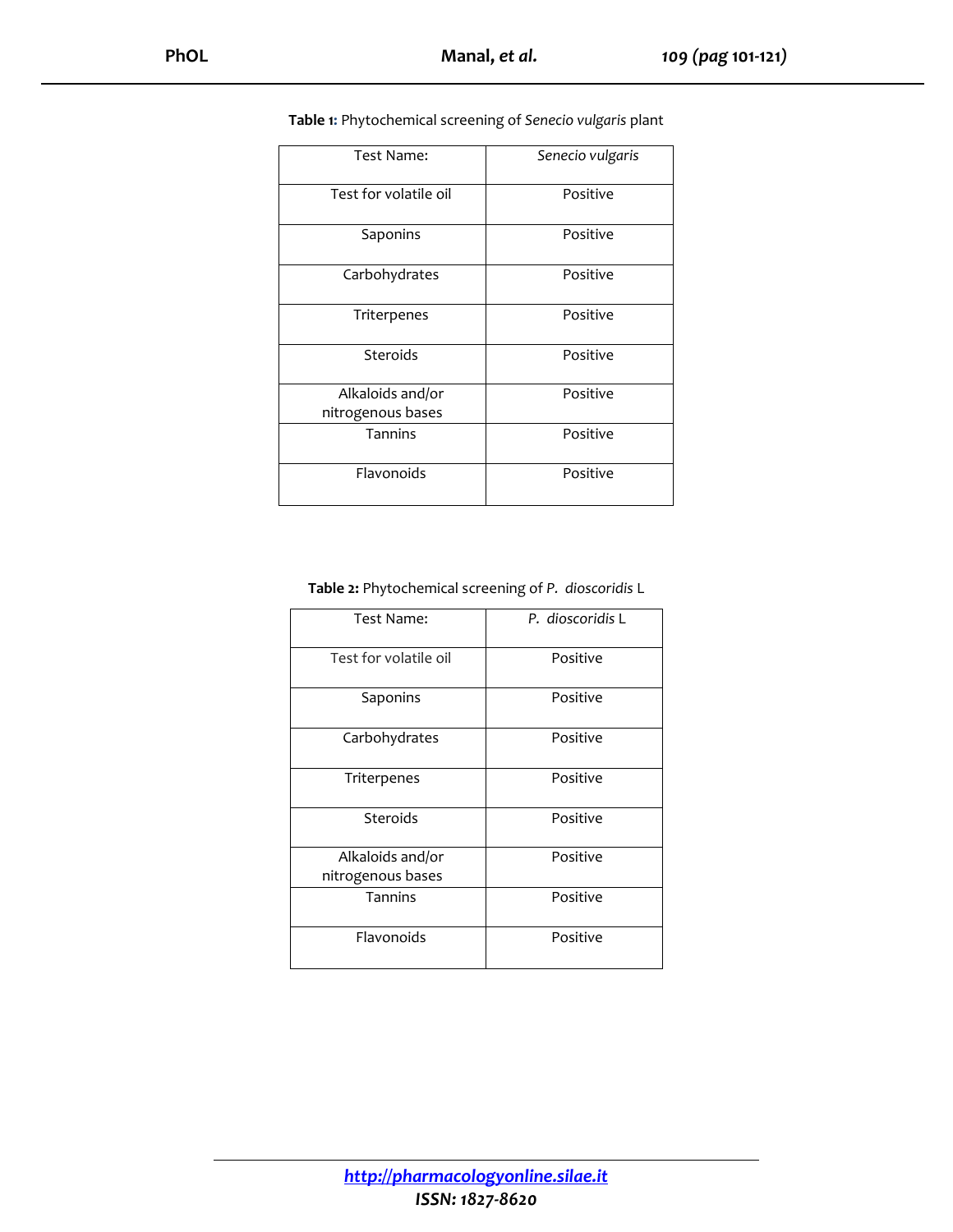**Table 1:** Phytochemical screening of *Senecio vulgaris* plant

| Test Name: | *Senecio vulgaris* |
| --- | --- |
| Test for volatile oil | Positive |
| Saponins | Positive |
| Carbohydrates | Positive |
| Triterpenes | Positive |
| Steroids | Positive |
| Alkaloids and/or nitrogenous bases | Positive |
| Tannins | Positive |
| Flavonoids | Positive |

**Table 2:** Phytochemical screening of *P. dioscoridis* L

| Test Name: | *P. dioscoridis* L |
| --- | --- |
| Test for volatile oil | Positive |
| Saponins | Positive |
| Carbohydrates | Positive |
| Triterpenes | Positive |
| Steroids | Positive |
| Alkaloids and/or nitrogenous bases | Positive |
| Tannins | Positive |
| Flavonoids | Positive |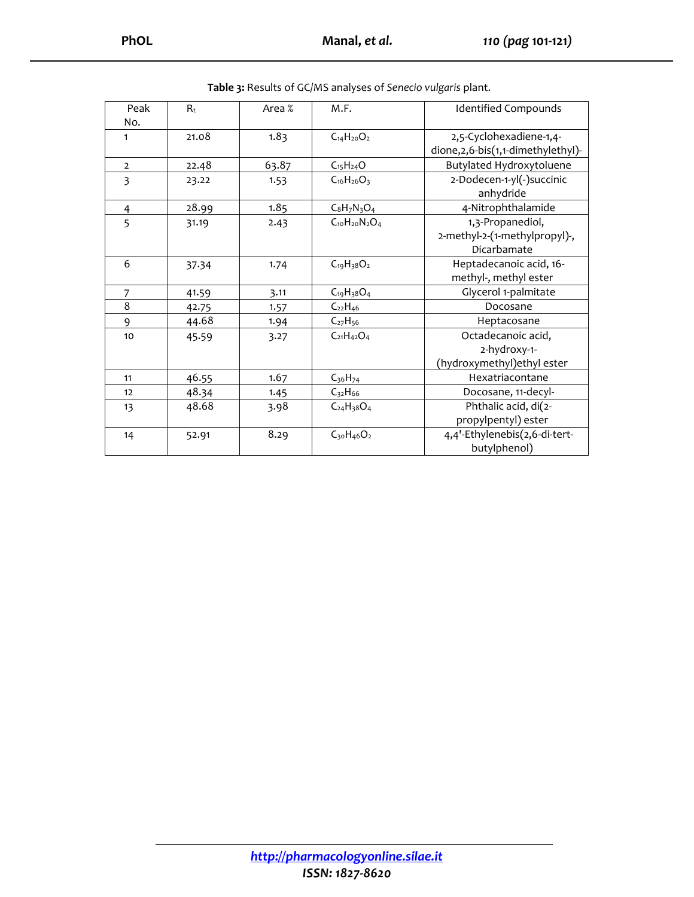**Table 3:** Results of GC/MS analyses of *Senecio vulgaris* plant.

| Peak No. | $R_t$ | Area % | M.F. | Identified Compounds |
|---|---|---|---|---|
| 1 | 21.08 | 1.83 | $C_{14}H_{20}O_2$ | 2,5-Cyclohexadiene-1,4-dione,2,6-bis(1,1-dimethylethyl)- |
| 2 | 22.48 | 63.87 | $C_{15}H_{24}O$ | Butylated Hydroxytoluene |
| 3 | 23.22 | 1.53 | $C_{16}H_{26}O_3$ | 2-Dodecen-1-yl(-)succinic anhydride |
| 4 | 28.99 | 1.85 | $C_8H_7N_3O_4$ | 4-Nitrophthalamide |
| 5 | 31.19 | 2.43 | $C_{10}H_{20}N_2O_4$ | 1,3-Propanediol, 2-methyl-2-(1-methylpropyl)-, Dicarbamate |
| 6 | 37.34 | 1.74 | $C_{19}H_{38}O_2$ | Heptadecanoic acid, 16-methyl-, methyl ester |
| 7 | 41.59 | 3.11 | $C_{19}H_{38}O_4$ | Glycerol 1-palmitate |
| 8 | 42.75 | 1.57 | $C_{22}H_{46}$ | Docosane |
| 9 | 44.68 | 1.94 | $C_{27}H_{56}$ | Heptacosane |
| 10 | 45.59 | 3.27 | $C_{21}H_{42}O_4$ | Octadecanoic acid, 2-hydroxy-1-(hydroxymethyl)ethyl ester |
| 11 | 46.55 | 1.67 | $C_{36}H_{74}$ | Hexatriacontane |
| 12 | 48.34 | 1.45 | $C_{32}H_{66}$ | Docosane, 11-decyl- |
| 13 | 48.68 | 3.98 | $C_{24}H_{38}O_4$ | Phthalic acid, di(2-propylpentyl) ester |
| 14 | 52.91 | 8.29 | $C_{30}H_{46}O_2$ | 4,4'-Ethylenebis(2,6-di-tert-butylphenol) |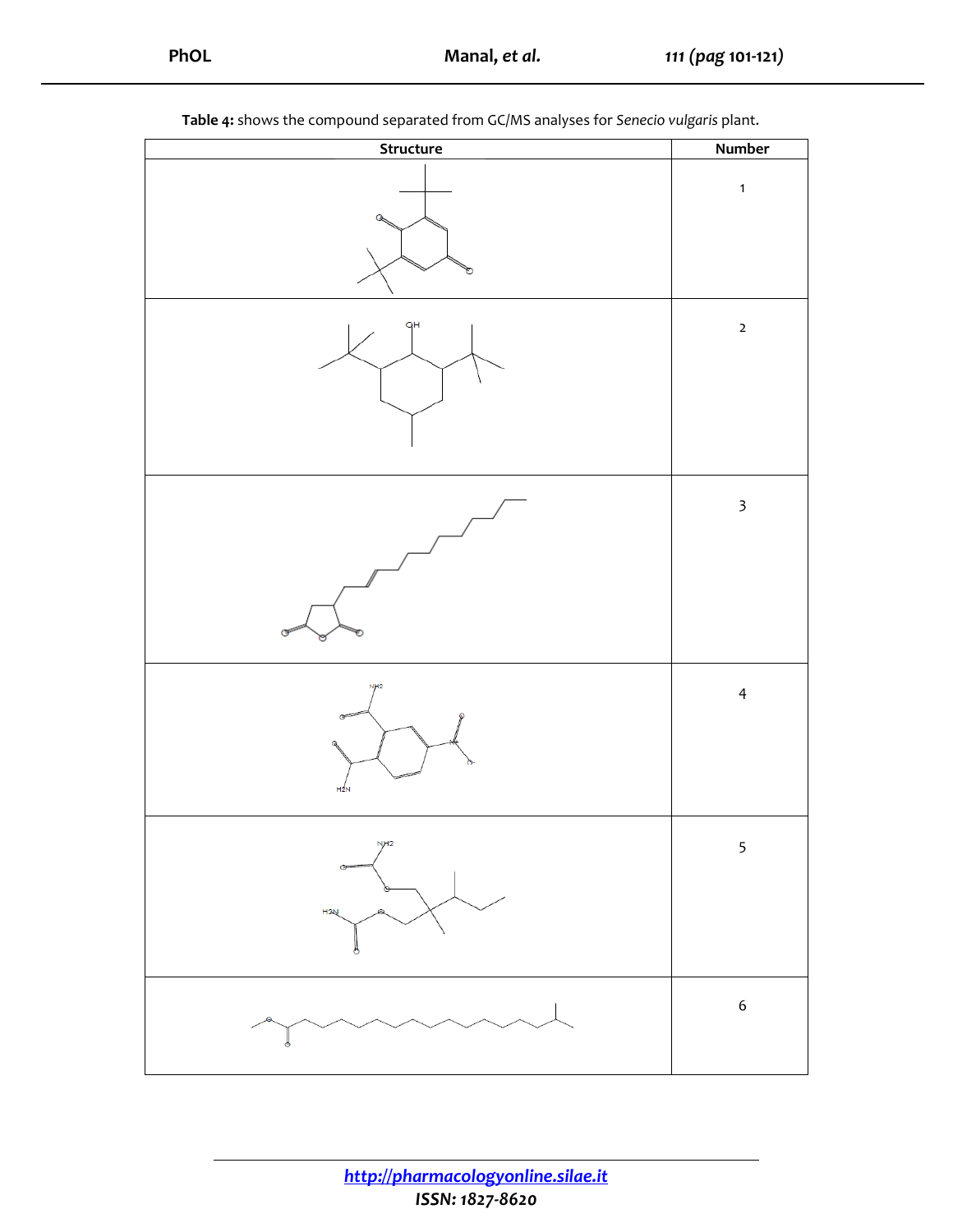**Table 4:** shows the compound separated from GC/MS analyses for *Senecio vulgaris* plant.

| Structure | Number |
|---|---|
| | 1 |
| OH | 2 |
| | 3 |
| NH2, H2N, N+, O- | 4 |
| NH2, H2N | 5 |
| | 6 |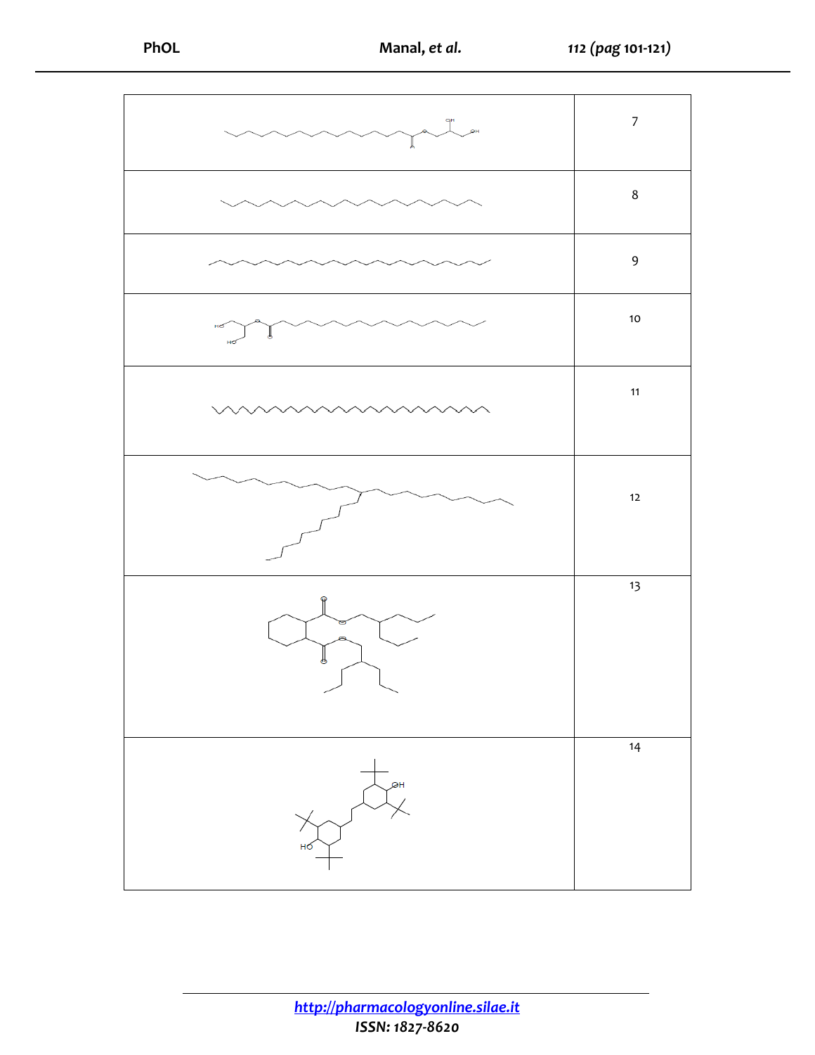| | |
|---|---|
| OH OH O O | 7 |
| | 8 |
| | 9 |
| HO HO O O | 10 |
| | 11 |
| | 12 |
| O O O O | 13 |
| OH HO | 14 |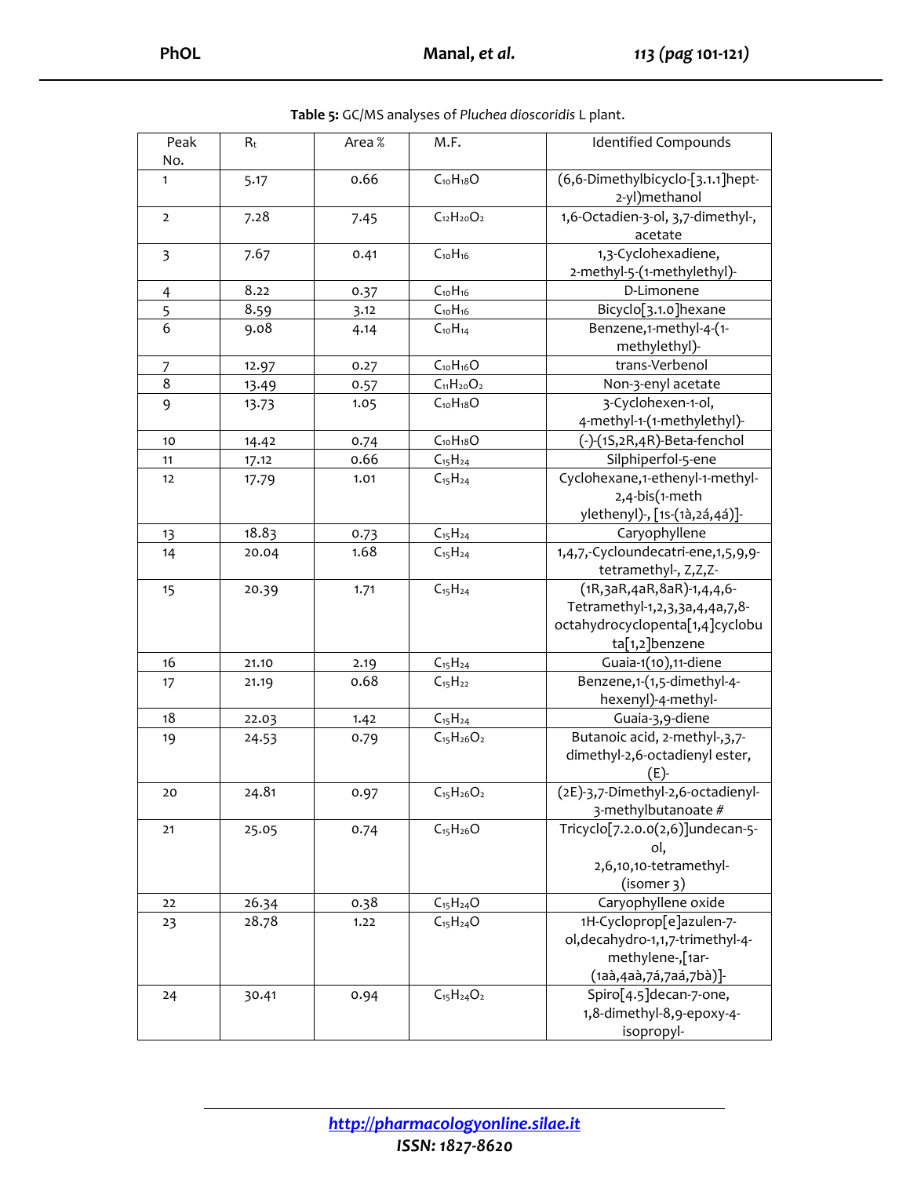**Table 5:** GC/MS analyses of *Pluchea dioscoridis* L plant.

| Peak No. | $R_t$ | Area % | M.F. | Identified Compounds |
|---|---|---|---|---|
| 1 | 5.17 | 0.66 | $C_{10}H_{18}O$ | (6,6-Dimethylbicyclo-[3.1.1]hept-2-yl)methanol |
| 2 | 7.28 | 7.45 | $C_{12}H_{20}O_2$ | 1,6-Octadien-3-ol, 3,7-dimethyl-, acetate |
| 3 | 7.67 | 0.41 | $C_{10}H_{16}$ | 1,3-Cyclohexadiene, 2-methyl-5-(1-methylethyl)- |
| 4 | 8.22 | 0.37 | $C_{10}H_{16}$ | D-Limonene |
| 5 | 8.59 | 3.12 | $C_{10}H_{16}$ | Bicyclo[3.1.0]hexane |
| 6 | 9.08 | 4.14 | $C_{10}H_{14}$ | Benzene,1-methyl-4-(1-methylethyl)- |
| 7 | 12.97 | 0.27 | $C_{10}H_{16}O$ | trans-Verbenol |
| 8 | 13.49 | 0.57 | $C_{11}H_{20}O_2$ | Non-3-enyl acetate |
| 9 | 13.73 | 1.05 | $C_{10}H_{18}O$ | 3-Cyclohexen-1-ol, 4-methyl-1-(1-methylethyl)- |
| 10 | 14.42 | 0.74 | $C_{10}H_{18}O$ | (-)-(1S,2R,4R)-Beta-fenchol |
| 11 | 17.12 | 0.66 | $C_{15}H_{24}$ | Silphiperfol-5-ene |
| 12 | 17.79 | 1.01 | $C_{15}H_{24}$ | Cyclohexane,1-ethenyl-1-methyl-2,4-bis(1-meth ylethenyl)-, [1s-(1à,2á,4á)]- |
| 13 | 18.83 | 0.73 | $C_{15}H_{24}$ | Caryophyllene |
| 14 | 20.04 | 1.68 | $C_{15}H_{24}$ | 1,4,7,-Cycloundecatri-ene,1,5,9,9-tetramethyl-, Z,Z,Z- |
| 15 | 20.39 | 1.71 | $C_{15}H_{24}$ | (1R,3aR,4aR,8aR)-1,4,4,6-Tetramethyl-1,2,3,3a,4,4a,7,8-octahydrocyclopenta[1,4]cyclobuta[1,2]benzene |
| 16 | 21.10 | 2.19 | $C_{15}H_{24}$ | Guaia-1(10),11-diene |
| 17 | 21.19 | 0.68 | $C_{15}H_{22}$ | Benzene,1-(1,5-dimethyl-4-hexenyl)-4-methyl- |
| 18 | 22.03 | 1.42 | $C_{15}H_{24}$ | Guaia-3,9-diene |
| 19 | 24.53 | 0.79 | $C_{15}H_{26}O_2$ | Butanoic acid, 2-methyl-,3,7-dimethyl-2,6-octadienyl ester, (E)- |
| 20 | 24.81 | 0.97 | $C_{15}H_{26}O_2$ | (2E)-3,7-Dimethyl-2,6-octadienyl-3-methylbutanoate # |
| 21 | 25.05 | 0.74 | $C_{15}H_{26}O$ | Tricyclo[7.2.0.0(2,6)]undecan-5-ol, 2,6,10,10-tetramethyl- (isomer 3) |
| 22 | 26.34 | 0.38 | $C_{15}H_{24}O$ | Caryophyllene oxide |
| 23 | 28.78 | 1.22 | $C_{15}H_{24}O$ | 1H-Cycloprop[e]azulen-7-ol,decahydro-1,1,7-trimethyl-4-methylene-,[1ar-(1aà,4aà,7á,7aá,7bà)]- |
| 24 | 30.41 | 0.94 | $C_{15}H_{24}O_2$ | Spiro[4.5]decan-7-one, 1,8-dimethyl-8,9-epoxy-4-isopropyl- |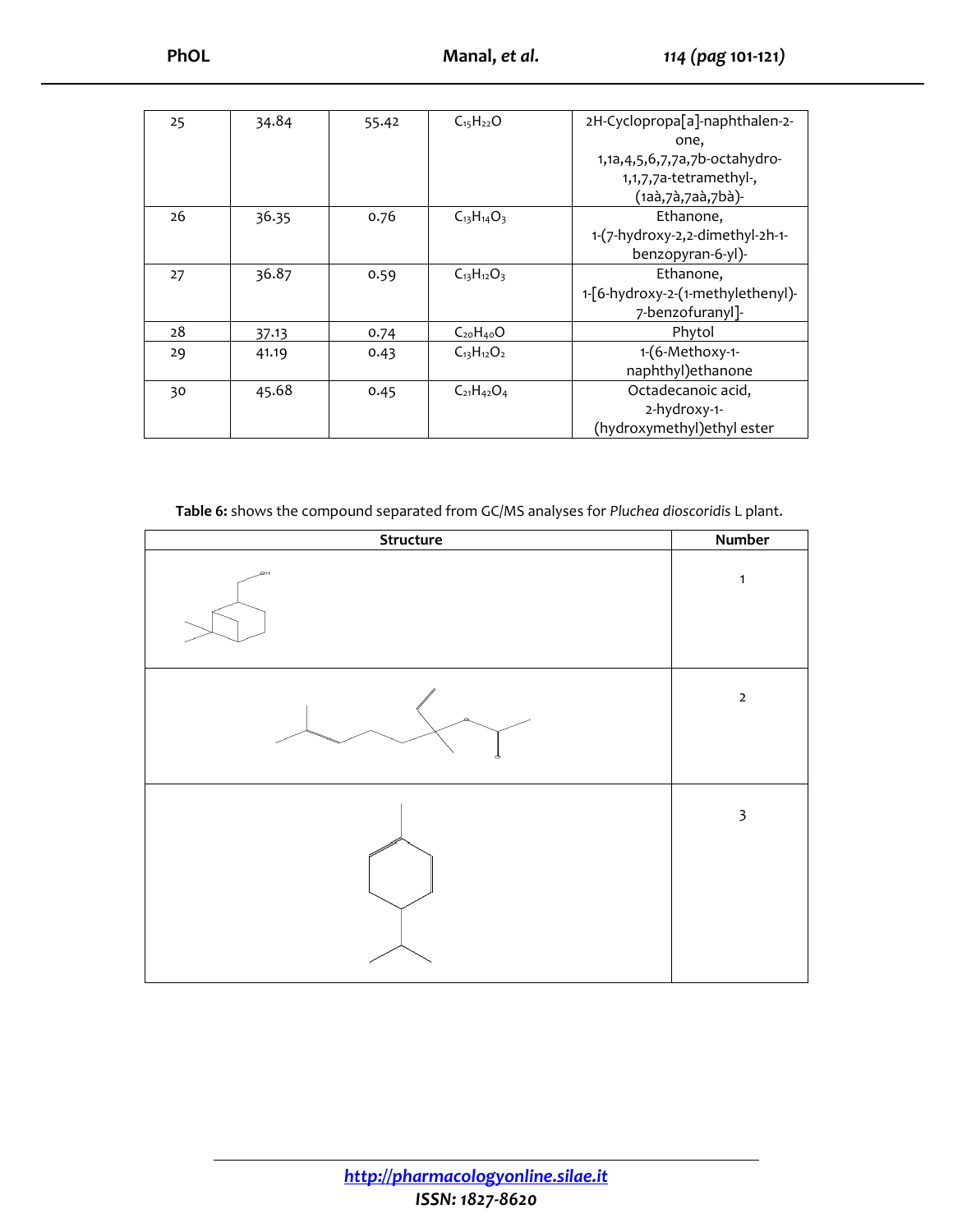| 25 | 34.84 | 55.42 | $C_{15}H_{22}O$ | 2H-Cyclopropa[a]-naphthalen-2-one, 1,1a,4,5,6,7,7a,7b-octahydro-1,1,7,7a-tetramethyl-, (1aà,7à,7aà,7bà)- |
|---|---|---|---|---|
| 26 | 36.35 | 0.76 | $C_{13}H_{14}O_3$ | Ethanone, 1-(7-hydroxy-2,2-dimethyl-2h-1-benzopyran-6-yl)- |
| 27 | 36.87 | 0.59 | $C_{13}H_{12}O_3$ | Ethanone, 1-[6-hydroxy-2-(1-methylethenyl)-7-benzofuranyl]- |
| 28 | 37.13 | 0.74 | $C_{20}H_{40}O$ | Phytol |
| 29 | 41.19 | 0.43 | $C_{13}H_{12}O_2$ | 1-(6-Methoxy-1-naphthyl)ethanone |
| 30 | 45.68 | 0.45 | $C_{21}H_{42}O_4$ | Octadecanoic acid, 2-hydroxy-1-(hydroxymethyl)ethyl ester |

**Table 6:** shows the compound separated from GC/MS analyses for *Pluchea dioscoridis* L plant.

| Structure | Number |
|---|---|
| | 1 |
| | 2 |
| | 3 |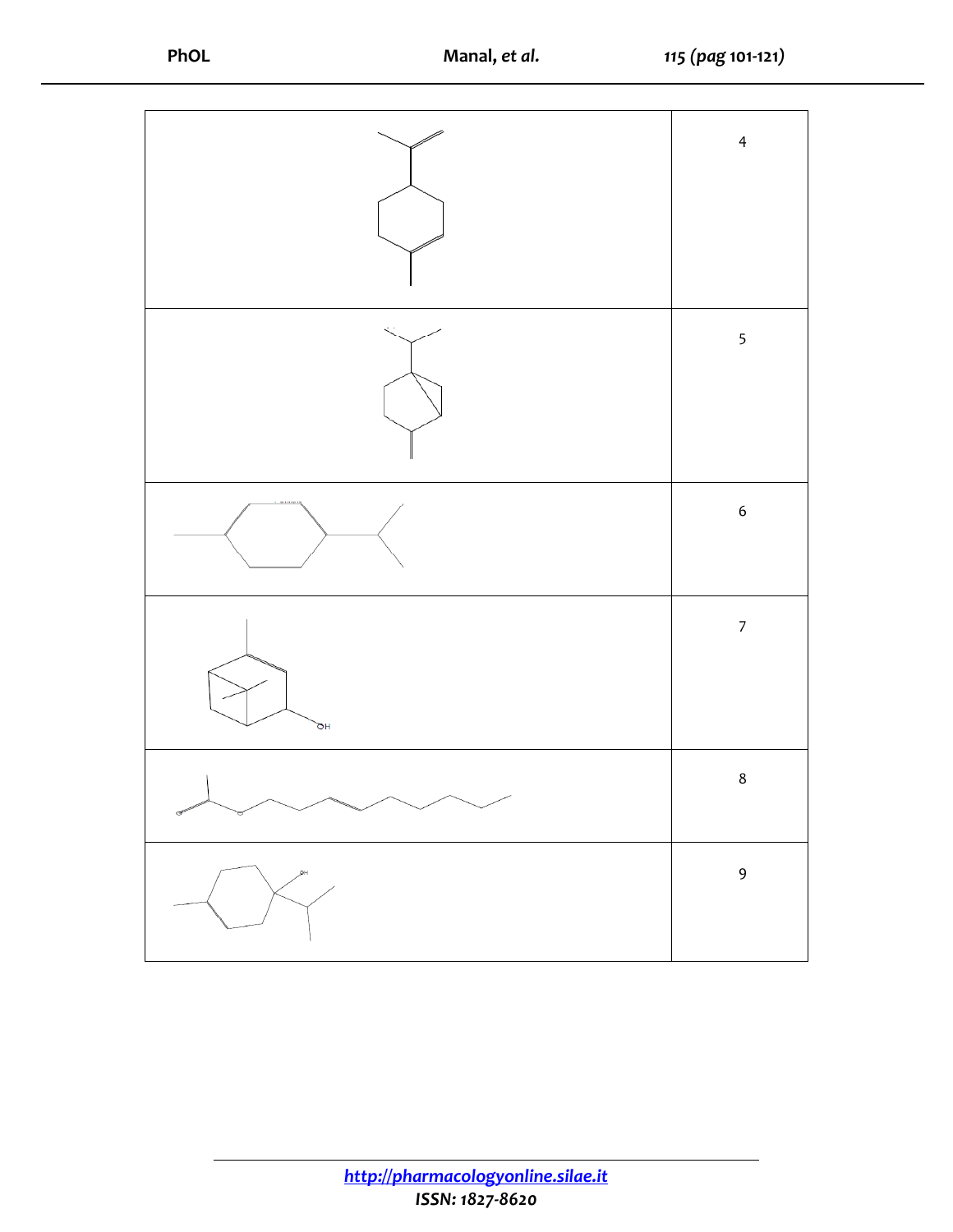| | |
|---|---|
| | 4 |
| | 5 |
| | 6 |
| OH | 7 |
| | 8 |
| OH | 9 |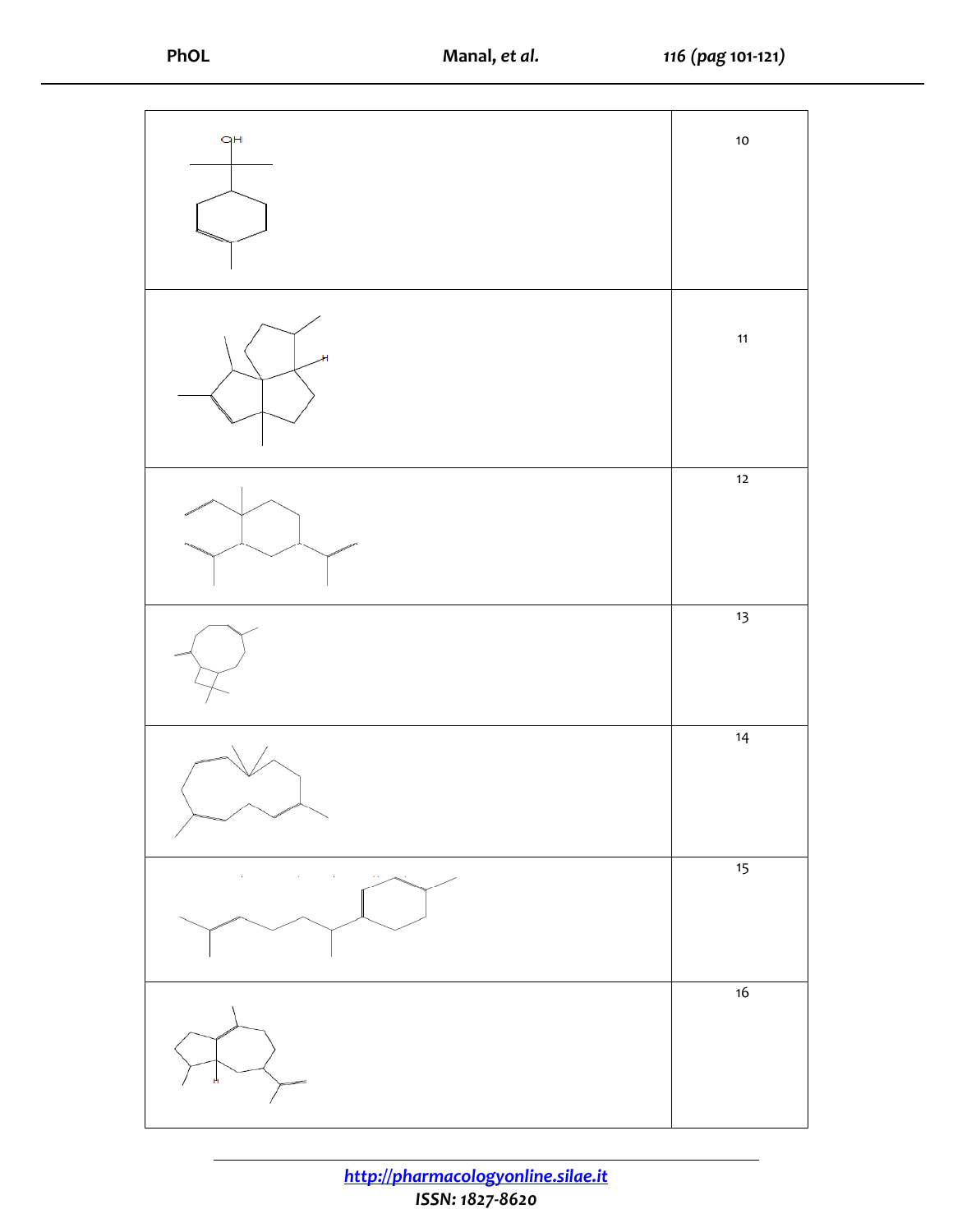| | |
|---|---|
| OH | 10 |
| H | 11 |
| | 12 |
| | 13 |
| | 14 |
| | 15 |
| H | 16 |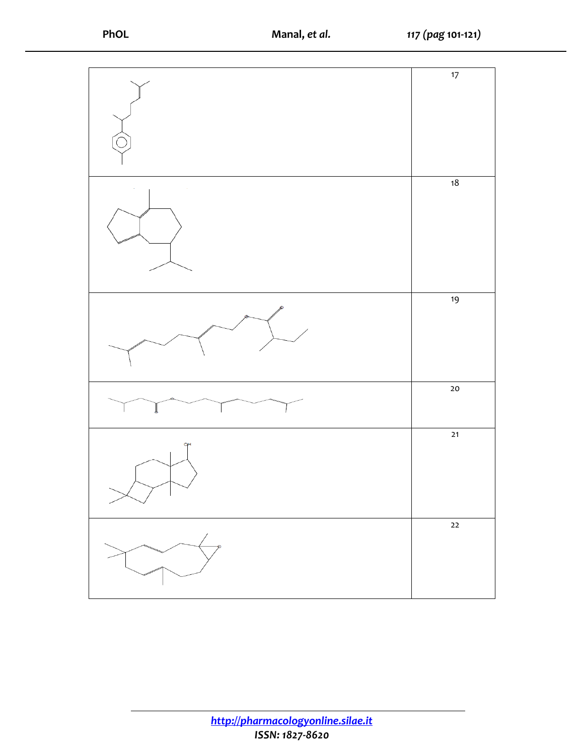|  |  |
|---|---|
|  | 17 |
|  | 18 |
|  | 19 |
|  | 20 |
| OH | 21 |
|  | 22 |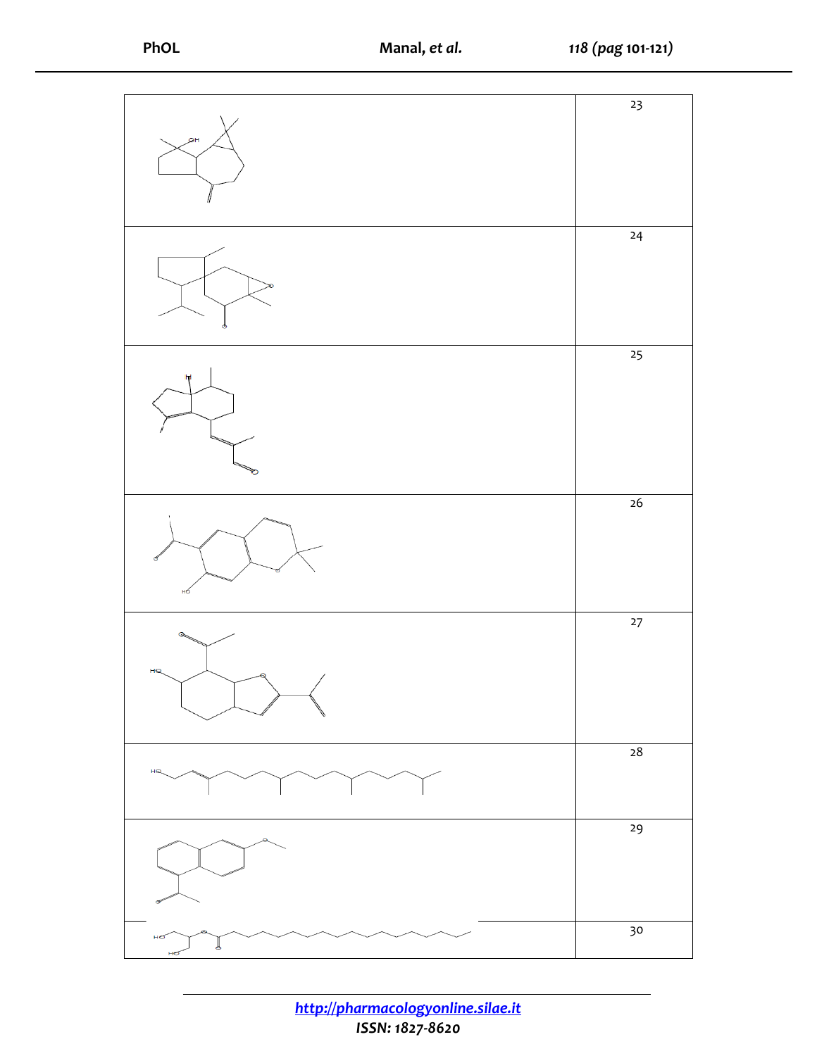| | |
|---|---|
| OH | 23 |
| | 24 |
| H | 25 |
| HO | 26 |
| HO | 27 |
| HO | 28 |
| | 29 |
| HO HO | 30 |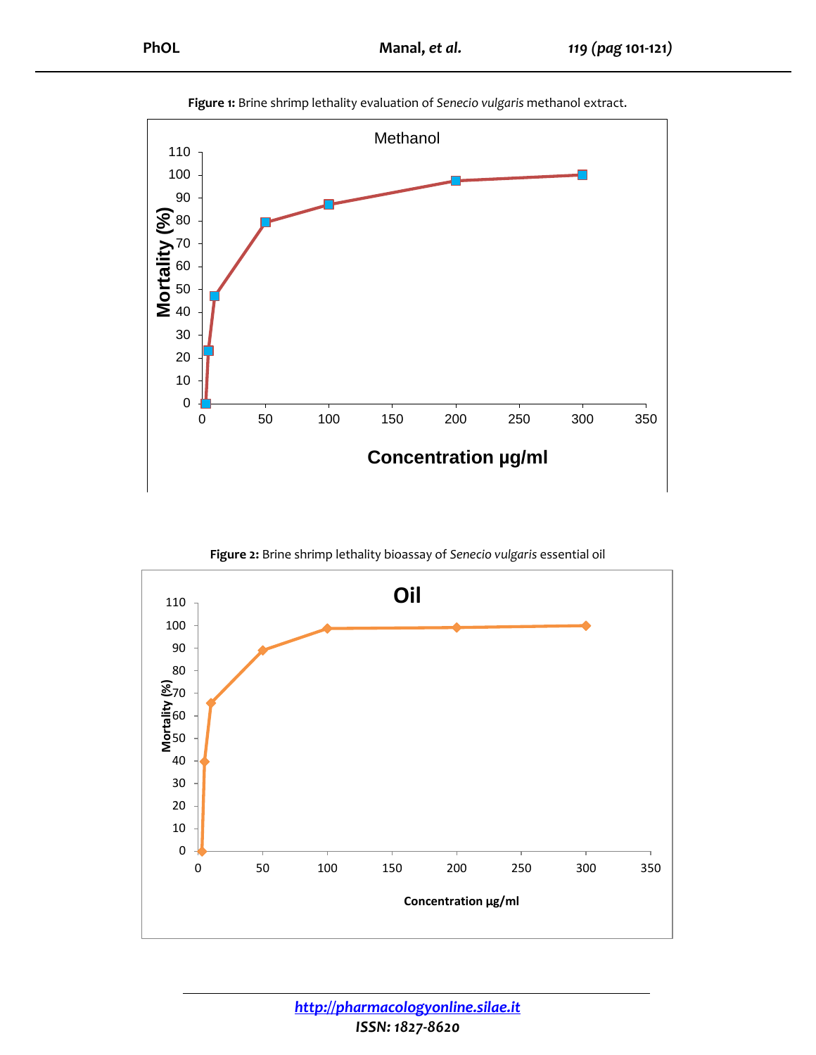**Figure 1:** Brine shrimp lethality evaluation of *Senecio vulgaris* methanol extract.

**Figure 2:** Brine shrimp lethality bioassay of *Senecio vulgaris* essential oil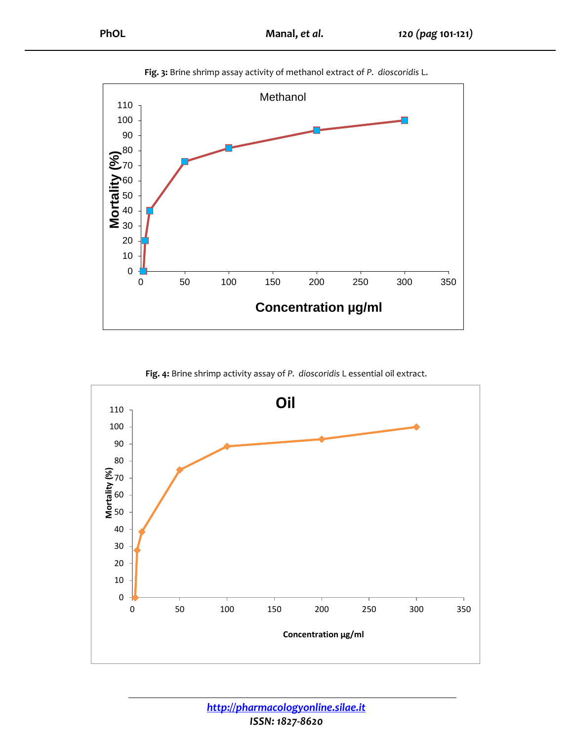**Fig. 3:** Brine shrimp assay activity of methanol extract of *P. dioscoridis* L.

**Fig. 4:** Brine shrimp activity assay of *P. dioscoridis* L essential oil extract.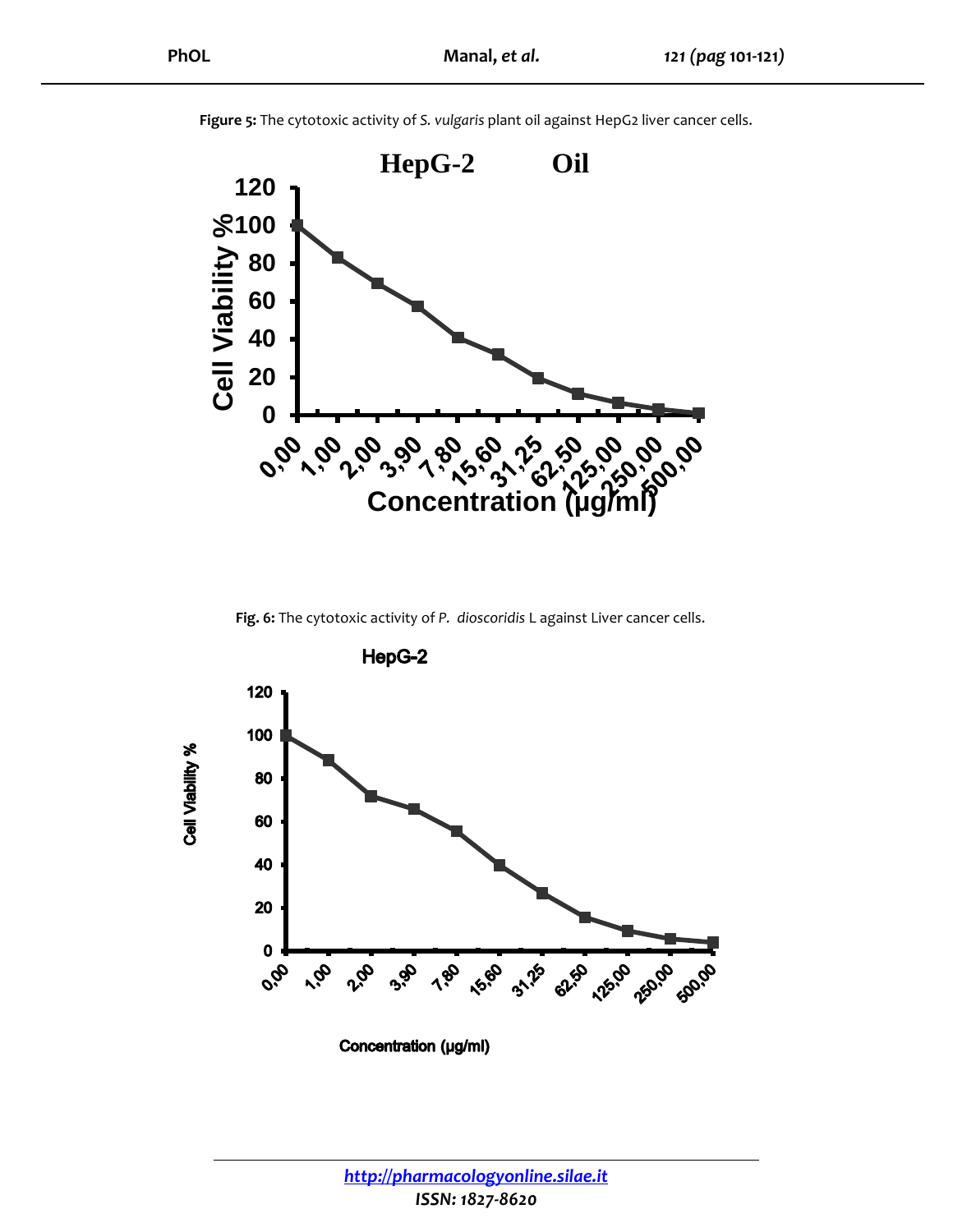**Figure 5:** The cytotoxic activity of *S. vulgaris* plant oil against HepG2 liver cancer cells.

HepG-2 Oil

Cell Viability %

120
100
80
60
40
20
0

0,00 1,00 2,00 3,90 7,80 15,60 31,25 62,50 125,00 250,00 500,00

Concentration (µg/ml)

**Fig. 6:** The cytotoxic activity of *P. dioscoridis* L against Liver cancer cells.

HepG-2

Cell Viability %

120
100
80
60
40
20
0

0,00 1,00 2,00 3,90 7,80 15,60 31,25 62,50 125,00 250,00 500,00

Concentration (µg/ml)